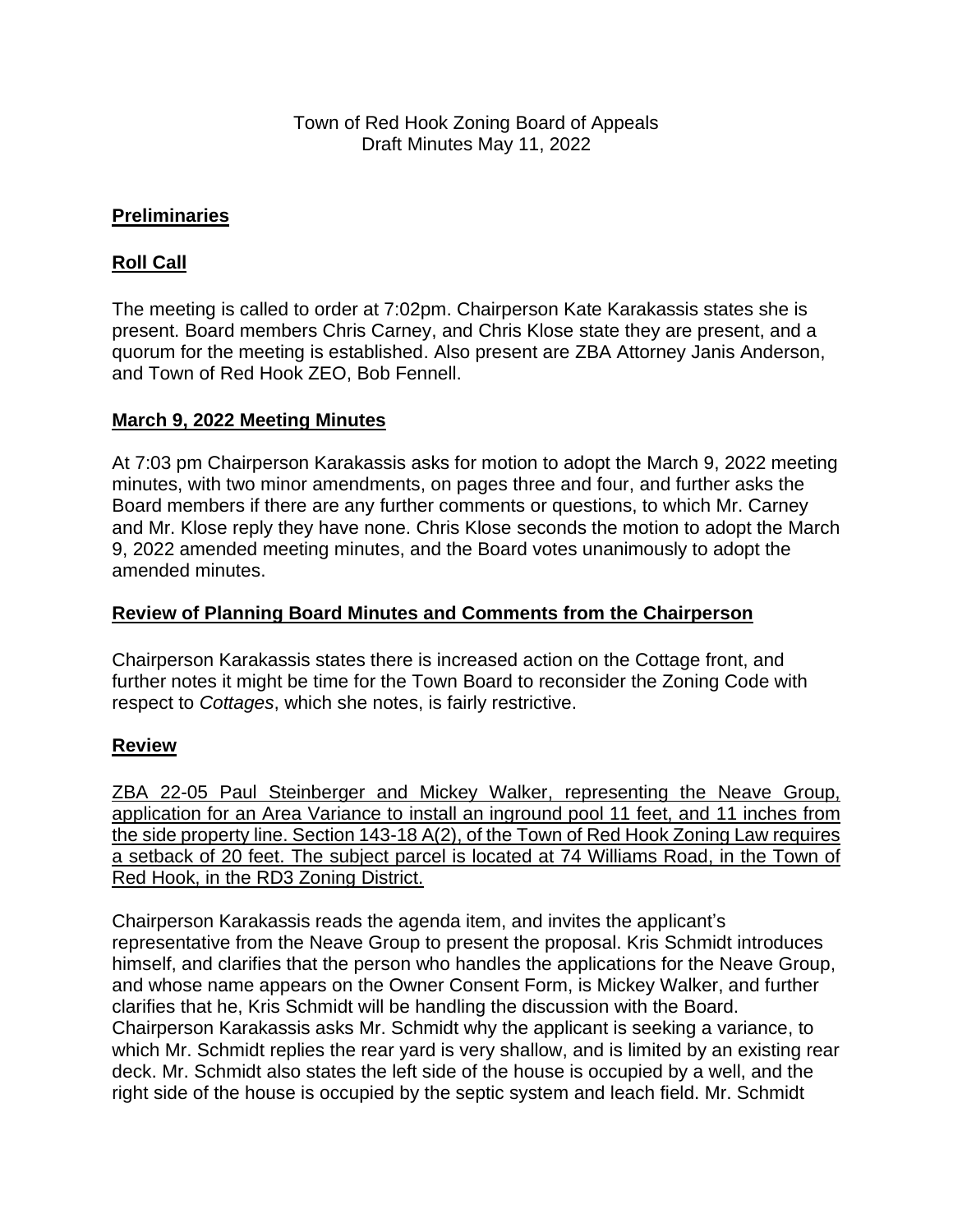Town of Red Hook Zoning Board of Appeals
Draft Minutes May 11, 2022

## Preliminaries

## Roll Call

The meeting is called to order at 7:02pm. Chairperson Kate Karakassis states she is present. Board members Chris Carney, and Chris Klose state they are present, and a quorum for the meeting is established. Also present are ZBA Attorney Janis Anderson, and Town of Red Hook ZEO, Bob Fennell.

## March 9, 2022 Meeting Minutes

At 7:03 pm Chairperson Karakassis asks for motion to adopt the March 9, 2022 meeting minutes, with two minor amendments, on pages three and four, and further asks the Board members if there are any further comments or questions, to which Mr. Carney and Mr. Klose reply they have none. Chris Klose seconds the motion to adopt the March 9, 2022 amended meeting minutes, and the Board votes unanimously to adopt the amended minutes.

## Review of Planning Board Minutes and Comments from the Chairperson

Chairperson Karakassis states there is increased action on the Cottage front, and further notes it might be time for the Town Board to reconsider the Zoning Code with respect to *Cottages*, which she notes, is fairly restrictive.

## Review

ZBA 22-05 Paul Steinberger and Mickey Walker, representing the Neave Group, application for an Area Variance to install an inground pool 11 feet, and 11 inches from the side property line. Section 143-18 A(2), of the Town of Red Hook Zoning Law requires a setback of 20 feet. The subject parcel is located at 74 Williams Road, in the Town of Red Hook, in the RD3 Zoning District.

Chairperson Karakassis reads the agenda item, and invites the applicant's representative from the Neave Group to present the proposal. Kris Schmidt introduces himself, and clarifies that the person who handles the applications for the Neave Group, and whose name appears on the Owner Consent Form, is Mickey Walker, and further clarifies that he, Kris Schmidt will be handling the discussion with the Board. Chairperson Karakassis asks Mr. Schmidt why the applicant is seeking a variance, to which Mr. Schmidt replies the rear yard is very shallow, and is limited by an existing rear deck. Mr. Schmidt also states the left side of the house is occupied by a well, and the right side of the house is occupied by the septic system and leach field. Mr. Schmidt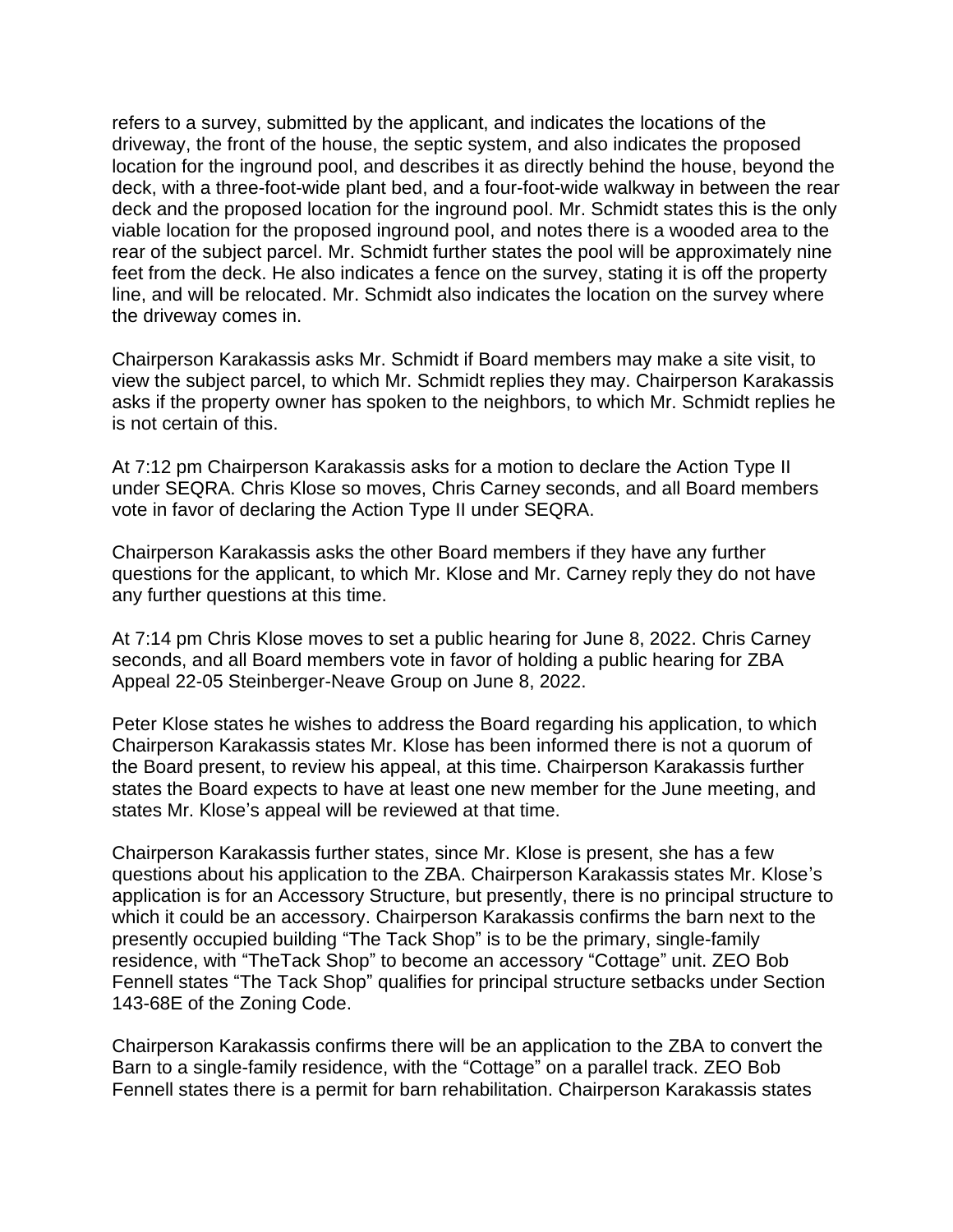refers to a survey, submitted by the applicant, and indicates the locations of the driveway, the front of the house, the septic system, and also indicates the proposed location for the inground pool, and describes it as directly behind the house, beyond the deck, with a three-foot-wide plant bed, and a four-foot-wide walkway in between the rear deck and the proposed location for the inground pool. Mr. Schmidt states this is the only viable location for the proposed inground pool, and notes there is a wooded area to the rear of the subject parcel. Mr. Schmidt further states the pool will be approximately nine feet from the deck. He also indicates a fence on the survey, stating it is off the property line, and will be relocated. Mr. Schmidt also indicates the location on the survey where the driveway comes in.

Chairperson Karakassis asks Mr. Schmidt if Board members may make a site visit, to view the subject parcel, to which Mr. Schmidt replies they may. Chairperson Karakassis asks if the property owner has spoken to the neighbors, to which Mr. Schmidt replies he is not certain of this.

At 7:12 pm Chairperson Karakassis asks for a motion to declare the Action Type II under SEQRA. Chris Klose so moves, Chris Carney seconds, and all Board members vote in favor of declaring the Action Type II under SEQRA.

Chairperson Karakassis asks the other Board members if they have any further questions for the applicant, to which Mr. Klose and Mr. Carney reply they do not have any further questions at this time.

At 7:14 pm Chris Klose moves to set a public hearing for June 8, 2022. Chris Carney seconds, and all Board members vote in favor of holding a public hearing for ZBA Appeal 22-05 Steinberger-Neave Group on June 8, 2022.

Peter Klose states he wishes to address the Board regarding his application, to which Chairperson Karakassis states Mr. Klose has been informed there is not a quorum of the Board present, to review his appeal, at this time. Chairperson Karakassis further states the Board expects to have at least one new member for the June meeting, and states Mr. Klose's appeal will be reviewed at that time.

Chairperson Karakassis further states, since Mr. Klose is present, she has a few questions about his application to the ZBA. Chairperson Karakassis states Mr. Klose's application is for an Accessory Structure, but presently, there is no principal structure to which it could be an accessory. Chairperson Karakassis confirms the barn next to the presently occupied building "The Tack Shop" is to be the primary, single-family residence, with "TheTack Shop" to become an accessory "Cottage" unit. ZEO Bob Fennell states "The Tack Shop" qualifies for principal structure setbacks under Section 143-68E of the Zoning Code.

Chairperson Karakassis confirms there will be an application to the ZBA to convert the Barn to a single-family residence, with the "Cottage" on a parallel track. ZEO Bob Fennell states there is a permit for barn rehabilitation. Chairperson Karakassis states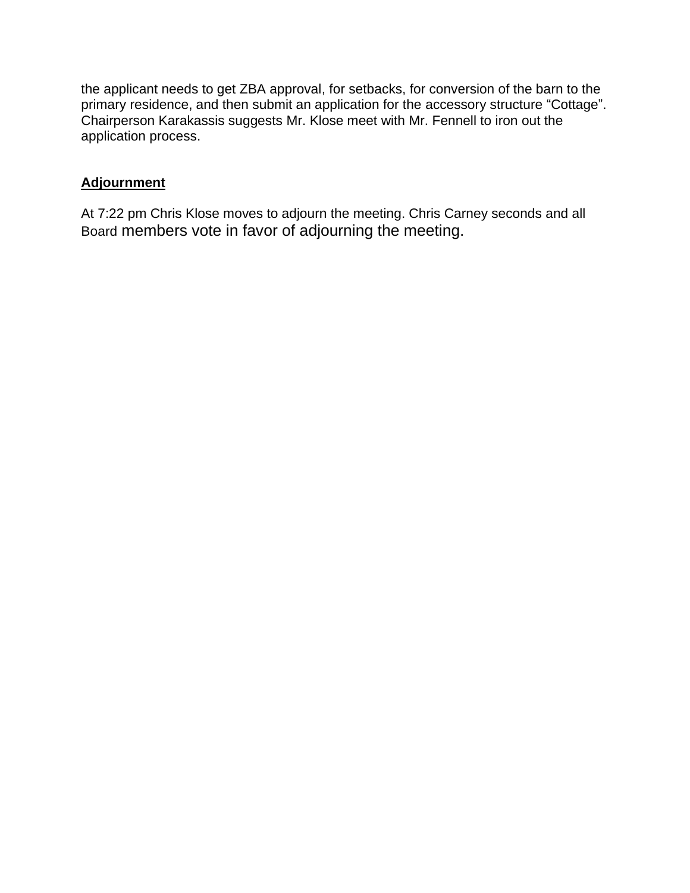the applicant needs to get ZBA approval, for setbacks, for conversion of the barn to the primary residence, and then submit an application for the accessory structure "Cottage". Chairperson Karakassis suggests Mr. Klose meet with Mr. Fennell to iron out the application process.

**Adjournment**

At 7:22 pm Chris Klose moves to adjourn the meeting. Chris Carney seconds and all Board members vote in favor of adjourning the meeting.